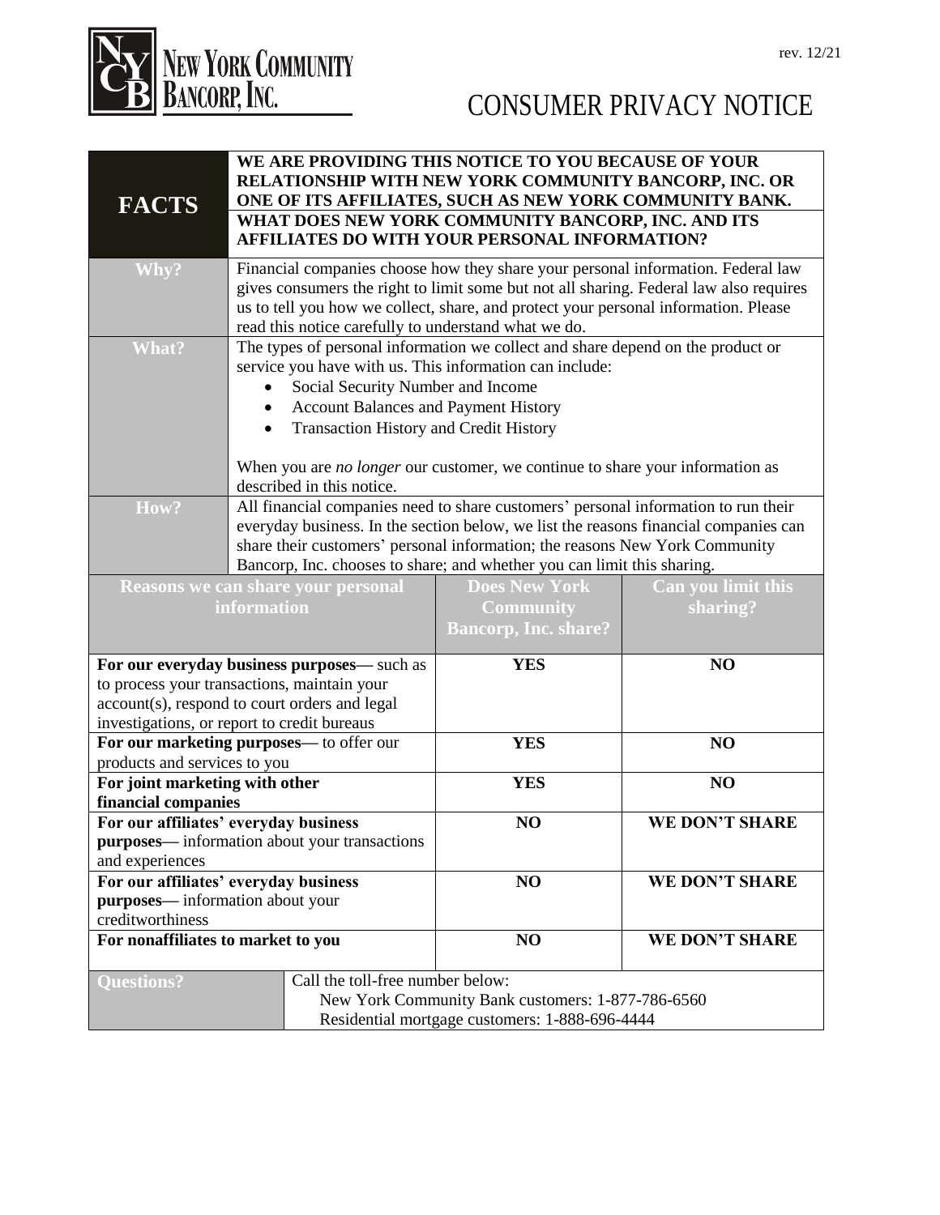NEW YORK COMMUNITY BANCORP, INC.

rev. 12/21

# CONSUMER PRIVACY NOTICE

| **FACTS** | **WE ARE PROVIDING THIS NOTICE TO YOU BECAUSE OF YOUR RELATIONSHIP WITH NEW YORK COMMUNITY BANCORP, INC. OR ONE OF ITS AFFILIATES, SUCH AS NEW YORK COMMUNITY BANK.** **WHAT DOES NEW YORK COMMUNITY BANCORP, INC. AND ITS AFFILIATES DO WITH YOUR PERSONAL INFORMATION?** |
|---|---|
| **Why?** | Financial companies choose how they share your personal information. Federal law gives consumers the right to limit some but not all sharing. Federal law also requires us to tell you how we collect, share, and protect your personal information. Please read this notice carefully to understand what we do. |
| **What?** | The types of personal information we collect and share depend on the product or service you have with us. This information can include: <br>• Social Security Number and Income <br>• Account Balances and Payment History <br>• Transaction History and Credit History <br><br>When you are *no longer* our customer, we continue to share your information as described in this notice. |
| **How?** | All financial companies need to share customers' personal information to run their everyday business. In the section below, we list the reasons financial companies can share their customers' personal information; the reasons New York Community Bancorp, Inc. chooses to share; and whether you can limit this sharing. |

| **Reasons we can share your personal information** | **Does New York Community Bancorp, Inc. share?** | **Can you limit this sharing?** |
|---|---|---|
| **For our everyday business purposes**— such as to process your transactions, maintain your account(s), respond to court orders and legal investigations, or report to credit bureaus | **YES** | **NO** |
| **For our marketing purposes**— to offer our products and services to you | **YES** | **NO** |
| **For joint marketing with other financial companies** | **YES** | **NO** |
| **For our affiliates' everyday business purposes**— information about your transactions and experiences | **NO** | **WE DON'T SHARE** |
| **For our affiliates' everyday business purposes**— information about your creditworthiness | **NO** | **WE DON'T SHARE** |
| **For nonaffiliates to market to you** | **NO** | **WE DON'T SHARE** |

| **Questions?** | Call the toll-free number below:<br>New York Community Bank customers: 1-877-786-6560<br>Residential mortgage customers: 1-888-696-4444 |
|---|---|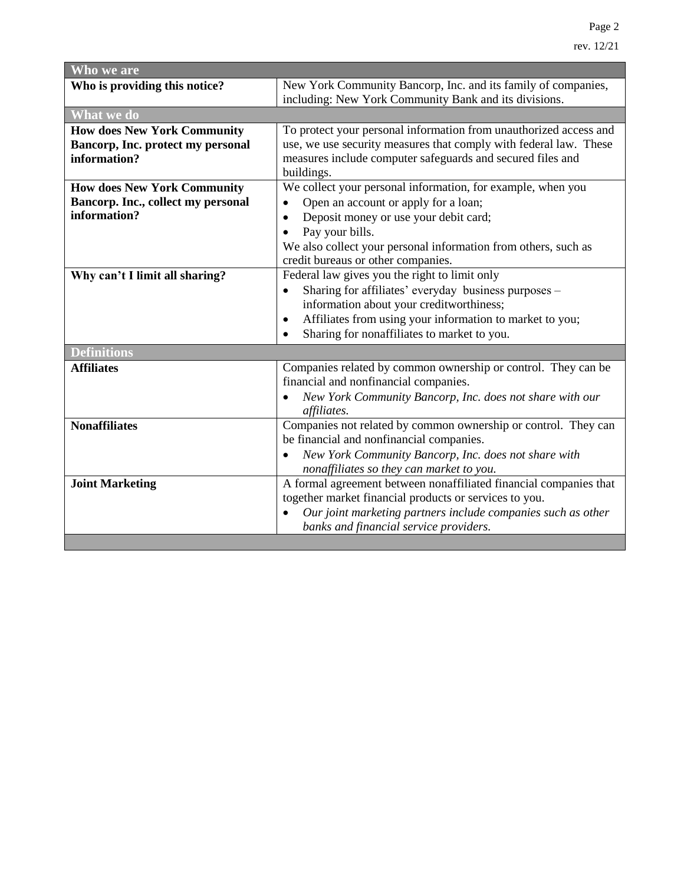rev. 12/21

| Who we are | |
|---|---|
| **Who is providing this notice?** | New York Community Bancorp, Inc. and its family of companies, including: New York Community Bank and its divisions. |
| **What we do** | |
| **How does New York Community Bancorp, Inc. protect my personal information?** | To protect your personal information from unauthorized access and use, we use security measures that comply with federal law. These measures include computer safeguards and secured files and buildings. |
| **How does New York Community Bancorp. Inc., collect my personal information?** | We collect your personal information, for example, when you<br>• Open an account or apply for a loan;<br>• Deposit money or use your debit card;<br>• Pay your bills.<br>We also collect your personal information from others, such as credit bureaus or other companies. |
| **Why can't I limit all sharing?** | Federal law gives you the right to limit only<br>• Sharing for affiliates' everyday business purposes – information about your creditworthiness;<br>• Affiliates from using your information to market to you;<br>• Sharing for nonaffiliates to market to you. |
| **Definitions** | |
| **Affiliates** | Companies related by common ownership or control. They can be financial and nonfinancial companies.<br>• *New York Community Bancorp, Inc. does not share with our affiliates.* |
| **Nonaffiliates** | Companies not related by common ownership or control. They can be financial and nonfinancial companies.<br>• *New York Community Bancorp, Inc. does not share with nonaffiliates so they can market to you.* |
| **Joint Marketing** | A formal agreement between nonaffiliated financial companies that together market financial products or services to you.<br>• *Our joint marketing partners include companies such as other banks and financial service providers.* |